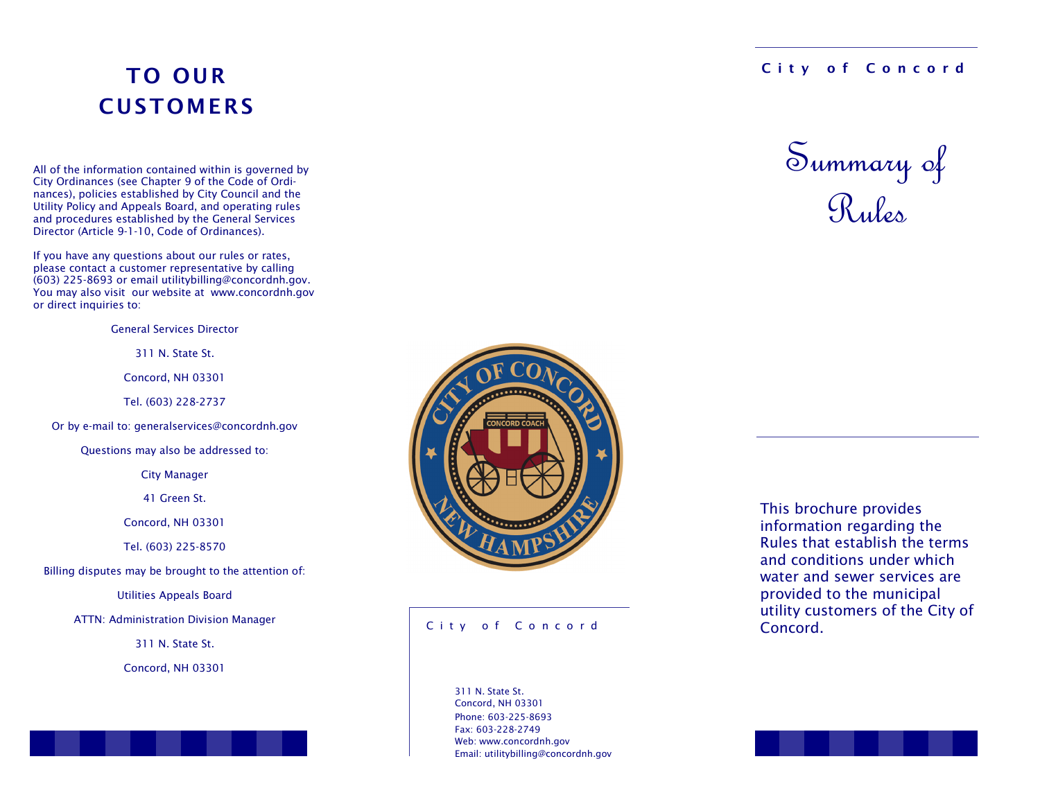# TO OUR CUSTOMERS

All of the information contained within is governed by City Ordinances (see Chapter 9 of the Code of Ordinances), policies established by City Council and the Utility Policy and Appeals Board, and operating rules and procedures established by the General Services Director (Article 9-1-10, Code of Ordinances).

If you have any questions about our rules or rates, please contact a customer representative by calling (603) 225-8693 or email utilitybilling@concordnh.gov. You may also visit our website at www.concordnh.gov or direct inquiries to:

General Services Director

311 N. State St.

Concord, NH 03301

Tel. (603) 228-2737

Or by e-mail to: generalservices@concordnh.gov

Questions may also be addressed to:

City Manager

41 Green St.

Concord, NH 03301

Tel. (603) 225-8570

Billing disputes may be brought to the attention of:

Utilities Appeals Board

ATTN: Administration Division Manager

311 N. State St.

Concord, NH 03301

City of Concord

311 N. State St.
Concord, NH 03301
Phone: 603-225-8693
Fax: 603-228-2749
Web: www.concordnh.gov
Email: utilitybilling@concordnh.gov

City of Concord

# Summary of Rules

This brochure provides information regarding the Rules that establish the terms and conditions under which water and sewer services are provided to the municipal utility customers of the City of Concord.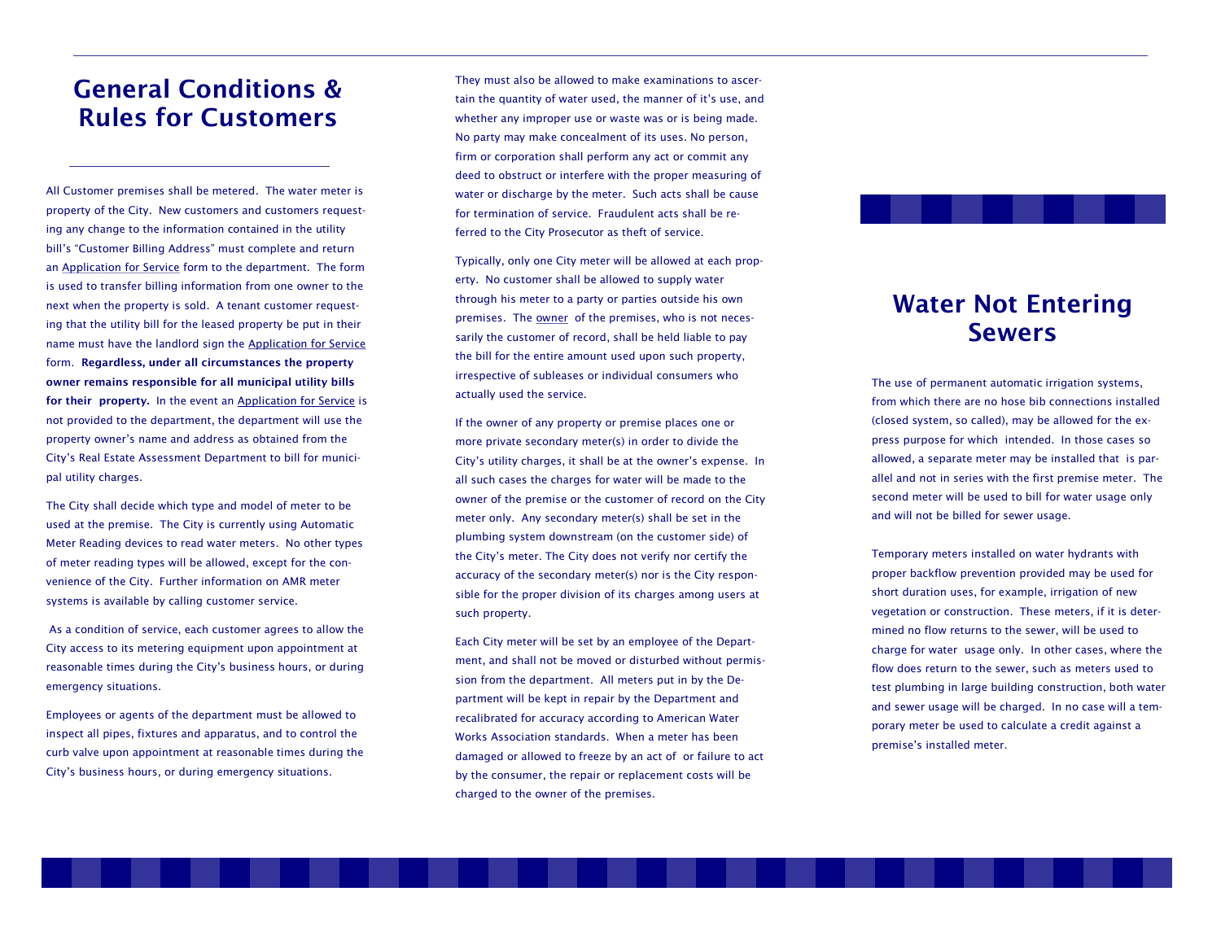# General Conditions & Rules for Customers

All Customer premises shall be metered. The water meter is property of the City. New customers and customers requesting any change to the information contained in the utility bill's "Customer Billing Address" must complete and return an Application for Service form to the department. The form is used to transfer billing information from one owner to the next when the property is sold. A tenant customer requesting that the utility bill for the leased property be put in their name must have the landlord sign the Application for Service form. **Regardless, under all circumstances the property owner remains responsible for all municipal utility bills for their property.** In the event an Application for Service is not provided to the department, the department will use the property owner's name and address as obtained from the City's Real Estate Assessment Department to bill for municipal utility charges.

The City shall decide which type and model of meter to be used at the premise. The City is currently using Automatic Meter Reading devices to read water meters. No other types of meter reading types will be allowed, except for the convenience of the City. Further information on AMR meter systems is available by calling customer service.

As a condition of service, each customer agrees to allow the City access to its metering equipment upon appointment at reasonable times during the City's business hours, or during emergency situations.

Employees or agents of the department must be allowed to inspect all pipes, fixtures and apparatus, and to control the curb valve upon appointment at reasonable times during the City's business hours, or during emergency situations.

They must also be allowed to make examinations to ascertain the quantity of water used, the manner of it's use, and whether any improper use or waste was or is being made. No party may make concealment of its uses. No person, firm or corporation shall perform any act or commit any deed to obstruct or interfere with the proper measuring of water or discharge by the meter. Such acts shall be cause for termination of service. Fraudulent acts shall be referred to the City Prosecutor as theft of service.

Typically, only one City meter will be allowed at each property. No customer shall be allowed to supply water through his meter to a party or parties outside his own premises. The owner of the premises, who is not necessarily the customer of record, shall be held liable to pay the bill for the entire amount used upon such property, irrespective of subleases or individual consumers who actually used the service.

If the owner of any property or premise places one or more private secondary meter(s) in order to divide the City's utility charges, it shall be at the owner's expense. In all such cases the charges for water will be made to the owner of the premise or the customer of record on the City meter only. Any secondary meter(s) shall be set in the plumbing system downstream (on the customer side) of the City's meter. The City does not verify nor certify the accuracy of the secondary meter(s) nor is the City responsible for the proper division of its charges among users at such property.

Each City meter will be set by an employee of the Department, and shall not be moved or disturbed without permission from the department. All meters put in by the Department will be kept in repair by the Department and recalibrated for accuracy according to American Water Works Association standards. When a meter has been damaged or allowed to freeze by an act of or failure to act by the consumer, the repair or replacement costs will be charged to the owner of the premises.

# Water Not Entering Sewers

The use of permanent automatic irrigation systems, from which there are no hose bib connections installed (closed system, so called), may be allowed for the express purpose for which intended. In those cases so allowed, a separate meter may be installed that is parallel and not in series with the first premise meter. The second meter will be used to bill for water usage only and will not be billed for sewer usage.

Temporary meters installed on water hydrants with proper backflow prevention provided may be used for short duration uses, for example, irrigation of new vegetation or construction. These meters, if it is determined no flow returns to the sewer, will be used to charge for water usage only. In other cases, where the flow does return to the sewer, such as meters used to test plumbing in large building construction, both water and sewer usage will be charged. In no case will a temporary meter be used to calculate a credit against a premise's installed meter.